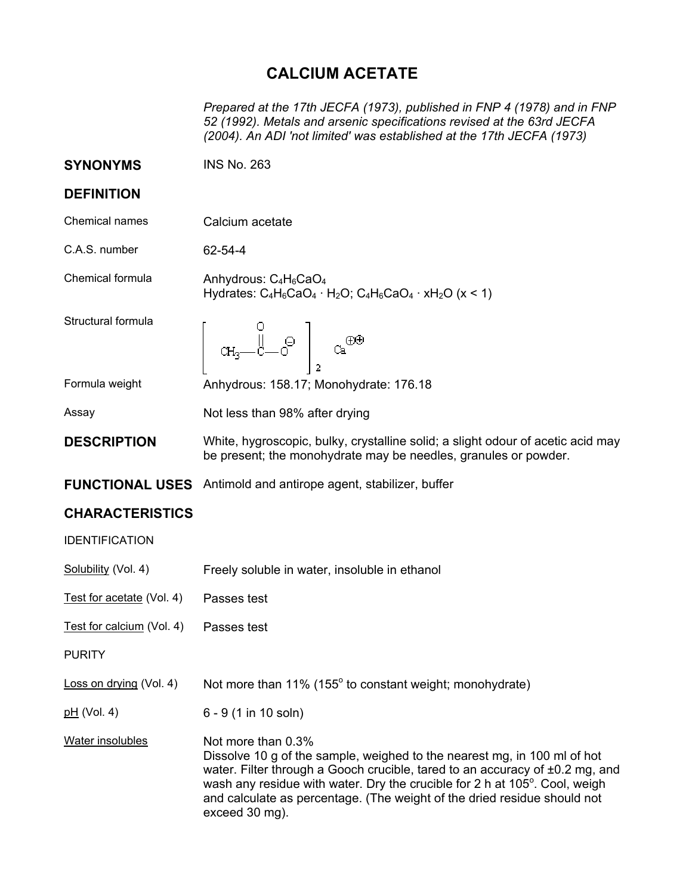# CALCIUM ACETATE

*Prepared at the 17th JECFA (1973), published in FNP 4 (1978) and in FNP 52 (1992). Metals and arsenic specifications revised at the 63rd JECFA (2004). An ADI 'not limited' was established at the 17th JECFA (1973)*

## SYNONYMS

INS No. 263

## DEFINITION

**Chemical names**
Calcium acetate

**C.A.S. number**
62-54-4

**Chemical formula**
Anhydrous: $C_4H_6CaO_4$
Hydrates: $C_4H_6CaO_4 \cdot H_2O$; $C_4H_6CaO_4 \cdot xH_2O$ (x < 1)

**Structural formula**

$$\left[ CH_3-\overset{\overset{\large O}{\|}}{C}-O^{\ominus} \right]_2 \quad Ca^{\oplus\oplus}$$

**Formula weight**
Anhydrous: 158.17; Monohydrate: 176.18

**Assay**
Not less than 98% after drying

## DESCRIPTION

White, hygroscopic, bulky, crystalline solid; a slight odour of acetic acid may be present; the monohydrate may be needles, granules or powder.

## FUNCTIONAL USES

Antimold and antirope agent, stabilizer, buffer

## CHARACTERISTICS

### IDENTIFICATION

**Solubility (Vol. 4)**
Freely soluble in water, insoluble in ethanol

**Test for acetate (Vol. 4)**
Passes test

**Test for calcium (Vol. 4)**
Passes test

### PURITY

**Loss on drying (Vol. 4)**
Not more than 11% (155° to constant weight; monohydrate)

**pH (Vol. 4)**
6 - 9 (1 in 10 soln)

**Water insolubles**
Not more than 0.3%
Dissolve 10 g of the sample, weighed to the nearest mg, in 100 ml of hot water. Filter through a Gooch crucible, tared to an accuracy of ±0.2 mg, and wash any residue with water. Dry the crucible for 2 h at 105°. Cool, weigh and calculate as percentage. (The weight of the dried residue should not exceed 30 mg).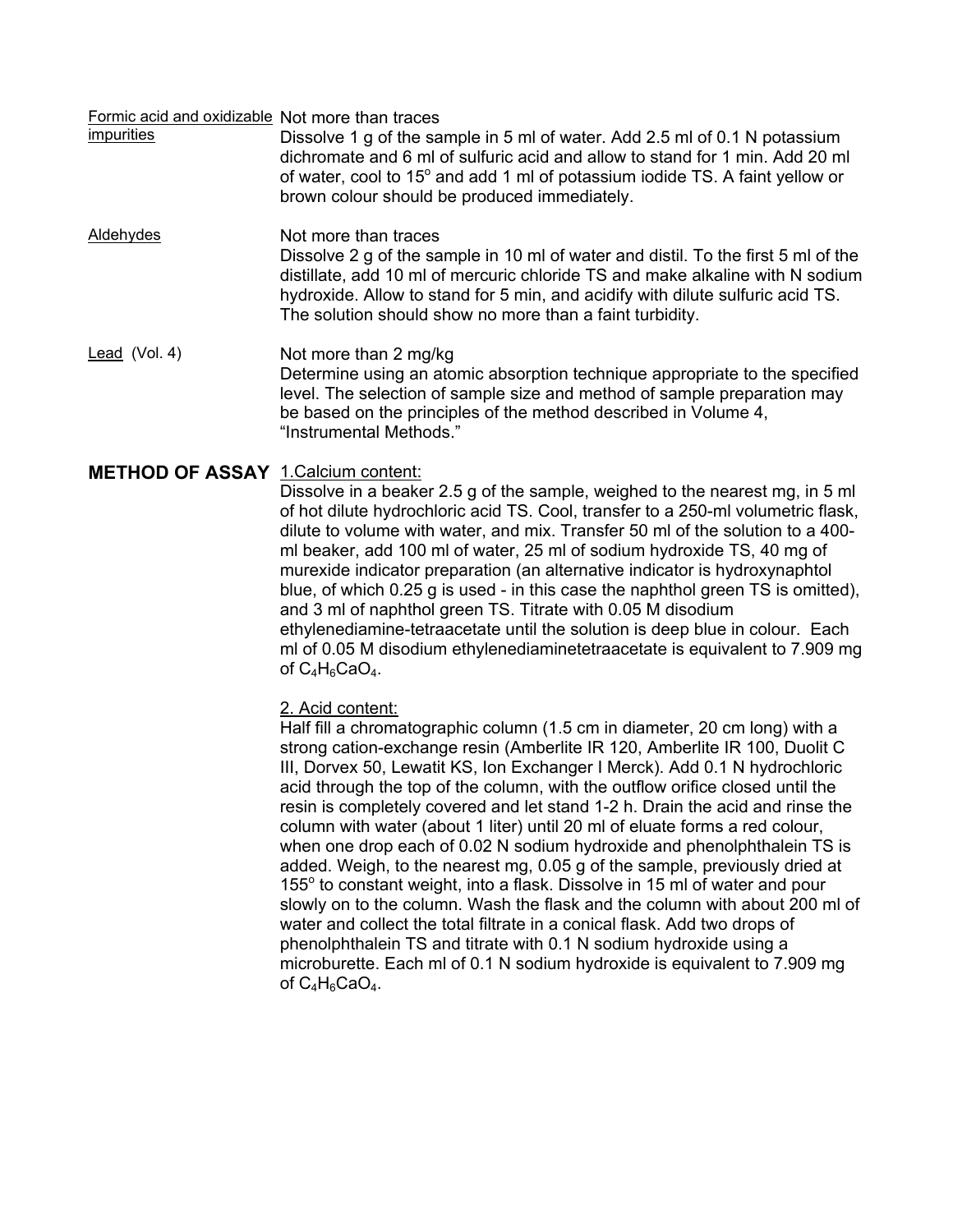Formic acid and oxidizable impurities

Not more than traces

Dissolve 1 g of the sample in 5 ml of water. Add 2.5 ml of 0.1 N potassium dichromate and 6 ml of sulfuric acid and allow to stand for 1 min. Add 20 ml of water, cool to 15° and add 1 ml of potassium iodide TS. A faint yellow or brown colour should be produced immediately.

Aldehydes

Not more than traces

Dissolve 2 g of the sample in 10 ml of water and distil. To the first 5 ml of the distillate, add 10 ml of mercuric chloride TS and make alkaline with N sodium hydroxide. Allow to stand for 5 min, and acidify with dilute sulfuric acid TS. The solution should show no more than a faint turbidity.

Lead (Vol. 4)

Not more than 2 mg/kg

Determine using an atomic absorption technique appropriate to the specified level. The selection of sample size and method of sample preparation may be based on the principles of the method described in Volume 4, "Instrumental Methods."

## METHOD OF ASSAY

1.Calcium content:

Dissolve in a beaker 2.5 g of the sample, weighed to the nearest mg, in 5 ml of hot dilute hydrochloric acid TS. Cool, transfer to a 250-ml volumetric flask, dilute to volume with water, and mix. Transfer 50 ml of the solution to a 400-ml beaker, add 100 ml of water, 25 ml of sodium hydroxide TS, 40 mg of murexide indicator preparation (an alternative indicator is hydroxynaphtol blue, of which 0.25 g is used - in this case the naphthol green TS is omitted), and 3 ml of naphthol green TS. Titrate with 0.05 M disodium ethylenediamine-tetraacetate until the solution is deep blue in colour. Each ml of 0.05 M disodium ethylenediaminetetraacetate is equivalent to 7.909 mg of $C_4H_6CaO_4$.

2. Acid content:

Half fill a chromatographic column (1.5 cm in diameter, 20 cm long) with a strong cation-exchange resin (Amberlite IR 120, Amberlite IR 100, Duolit C III, Dorvex 50, Lewatit KS, Ion Exchanger I Merck). Add 0.1 N hydrochloric acid through the top of the column, with the outflow orifice closed until the resin is completely covered and let stand 1-2 h. Drain the acid and rinse the column with water (about 1 liter) until 20 ml of eluate forms a red colour, when one drop each of 0.02 N sodium hydroxide and phenolphthalein TS is added. Weigh, to the nearest mg, 0.05 g of the sample, previously dried at 155° to constant weight, into a flask. Dissolve in 15 ml of water and pour slowly on to the column. Wash the flask and the column with about 200 ml of water and collect the total filtrate in a conical flask. Add two drops of phenolphthalein TS and titrate with 0.1 N sodium hydroxide using a microburette. Each ml of 0.1 N sodium hydroxide is equivalent to 7.909 mg of $C_4H_6CaO_4$.